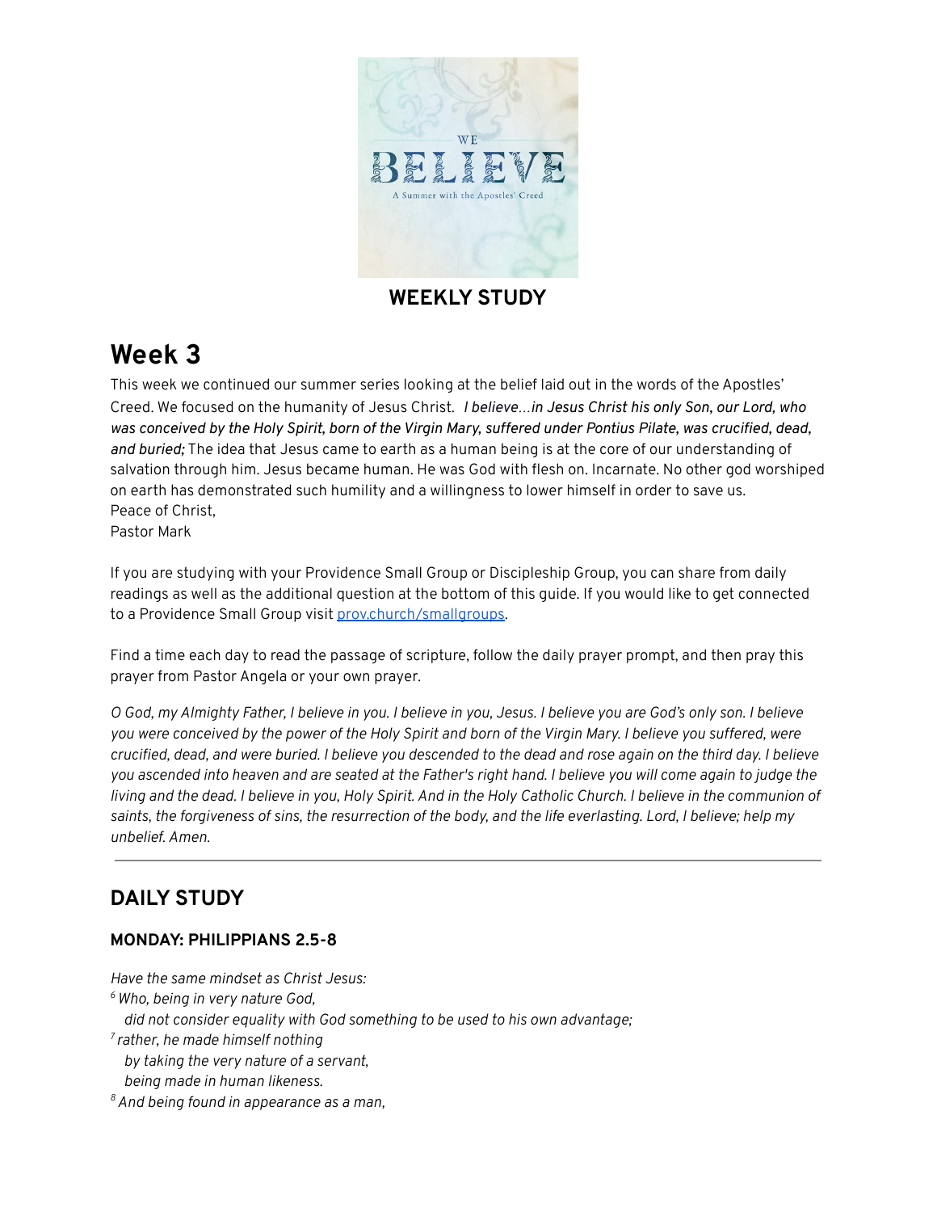WE BELIEVE

A Summer with the Apostles' Creed

**WEEKLY STUDY**

# Week 3

This week we continued our summer series looking at the belief laid out in the words of the Apostles' Creed. We focused on the humanity of Jesus Christ. ***I believe…in Jesus Christ his only Son, our Lord, who was conceived by the Holy Spirit, born of the Virgin Mary, suffered under Pontius Pilate, was crucified, dead, and buried;*** The idea that Jesus came to earth as a human being is at the core of our understanding of salvation through him. Jesus became human. He was God with flesh on. Incarnate. No other god worshiped on earth has demonstrated such humility and a willingness to lower himself in order to save us.
Peace of Christ,
Pastor Mark

If you are studying with your Providence Small Group or Discipleship Group, you can share from daily readings as well as the additional question at the bottom of this guide. If you would like to get connected to a Providence Small Group visit prov.church/smallgroups.

Find a time each day to read the passage of scripture, follow the daily prayer prompt, and then pray this prayer from Pastor Angela or your own prayer.

*O God, my Almighty Father, I believe in you. I believe in you, Jesus. I believe you are God's only son. I believe you were conceived by the power of the Holy Spirit and born of the Virgin Mary. I believe you suffered, were crucified, dead, and were buried. I believe you descended to the dead and rose again on the third day. I believe you ascended into heaven and are seated at the Father's right hand. I believe you will come again to judge the living and the dead. I believe in you, Holy Spirit. And in the Holy Catholic Church. I believe in the communion of saints, the forgiveness of sins, the resurrection of the body, and the life everlasting. Lord, I believe; help my unbelief. Amen.*

---

## DAILY STUDY

### MONDAY: PHILIPPIANS 2.5-8

*Have the same mindset as Christ Jesus:*
*[6] Who, being in very nature God,*
  *did not consider equality with God something to be used to his own advantage;*
*[7] rather, he made himself nothing*
  *by taking the very nature of a servant,*
  *being made in human likeness.*
*[8] And being found in appearance as a man,*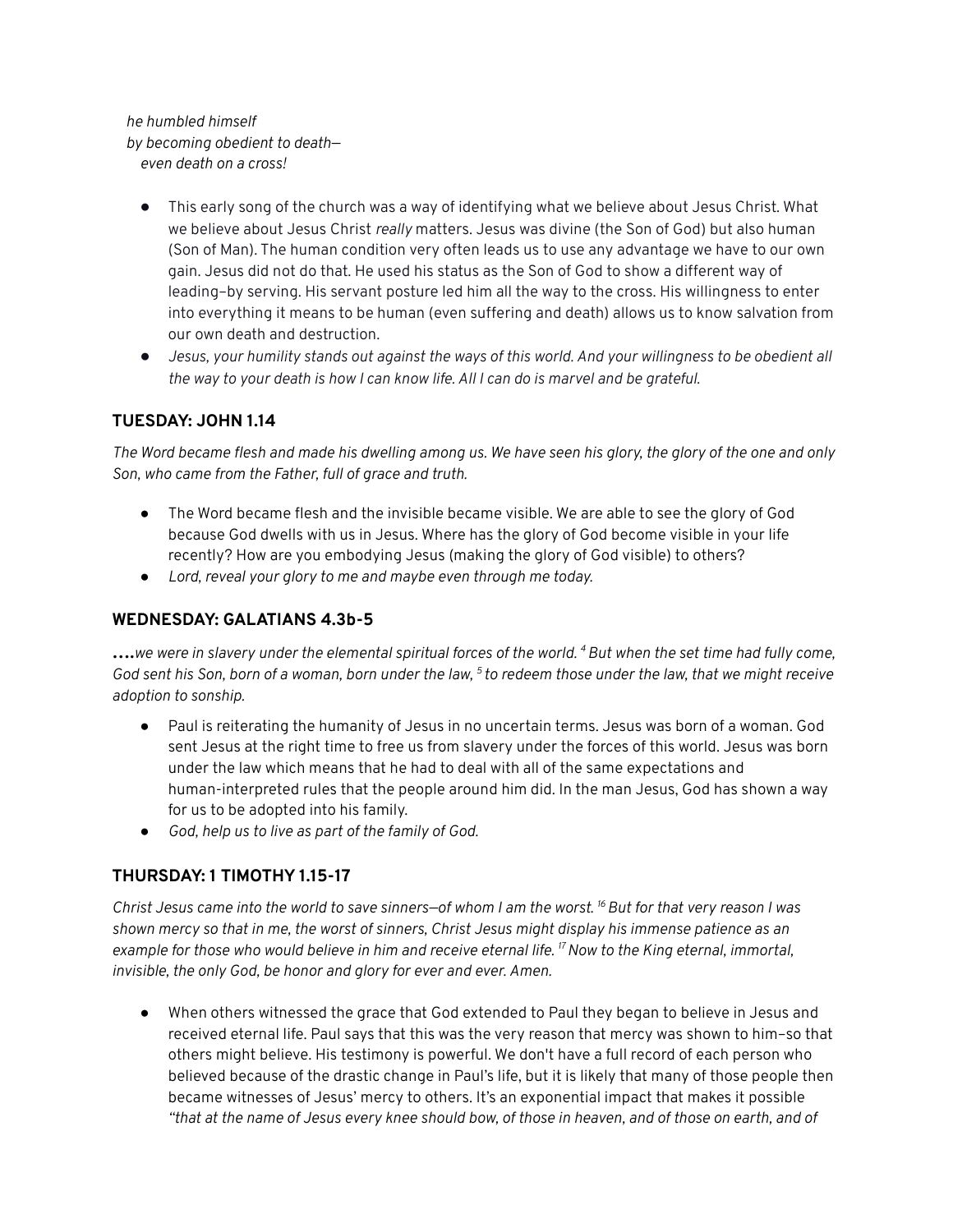*he humbled himself*
*by becoming obedient to death—*
*even death on a cross!*

- This early song of the church was a way of identifying what we believe about Jesus Christ. What we believe about Jesus Christ *really* matters. Jesus was divine (the Son of God) but also human (Son of Man). The human condition very often leads us to use any advantage we have to our own gain. Jesus did not do that. He used his status as the Son of God to show a different way of leading–by serving. His servant posture led him all the way to the cross. His willingness to enter into everything it means to be human (even suffering and death) allows us to know salvation from our own death and destruction.
- *Jesus, your humility stands out against the ways of this world. And your willingness to be obedient all the way to your death is how I can know life. All I can do is marvel and be grateful.*

### TUESDAY: JOHN 1.14

*The Word became flesh and made his dwelling among us. We have seen his glory, the glory of the one and only Son, who came from the Father, full of grace and truth.*

- The Word became flesh and the invisible became visible. We are able to see the glory of God because God dwells with us in Jesus. Where has the glory of God become visible in your life recently? How are you embodying Jesus (making the glory of God visible) to others?
- *Lord, reveal your glory to me and maybe even through me today.*

### WEDNESDAY: GALATIANS 4.3b-5

**….***we were in slavery under the elemental spiritual forces of the world. [4] But when the set time had fully come, God sent his Son, born of a woman, born under the law, [5] to redeem those under the law, that we might receive adoption to sonship.*

- Paul is reiterating the humanity of Jesus in no uncertain terms. Jesus was born of a woman. God sent Jesus at the right time to free us from slavery under the forces of this world. Jesus was born under the law which means that he had to deal with all of the same expectations and human-interpreted rules that the people around him did. In the man Jesus, God has shown a way for us to be adopted into his family.
- *God, help us to live as part of the family of God.*

### THURSDAY: 1 TIMOTHY 1.15-17

*Christ Jesus came into the world to save sinners—of whom I am the worst. [16] But for that very reason I was shown mercy so that in me, the worst of sinners, Christ Jesus might display his immense patience as an example for those who would believe in him and receive eternal life. [17] Now to the King eternal, immortal, invisible, the only God, be honor and glory for ever and ever. Amen.*

- When others witnessed the grace that God extended to Paul they began to believe in Jesus and received eternal life. Paul says that this was the very reason that mercy was shown to him–so that others might believe. His testimony is powerful. We don't have a full record of each person who believed because of the drastic change in Paul's life, but it is likely that many of those people then became witnesses of Jesus' mercy to others. It's an exponential impact that makes it possible *"that at the name of Jesus every knee should bow, of those in heaven, and of those on earth, and of*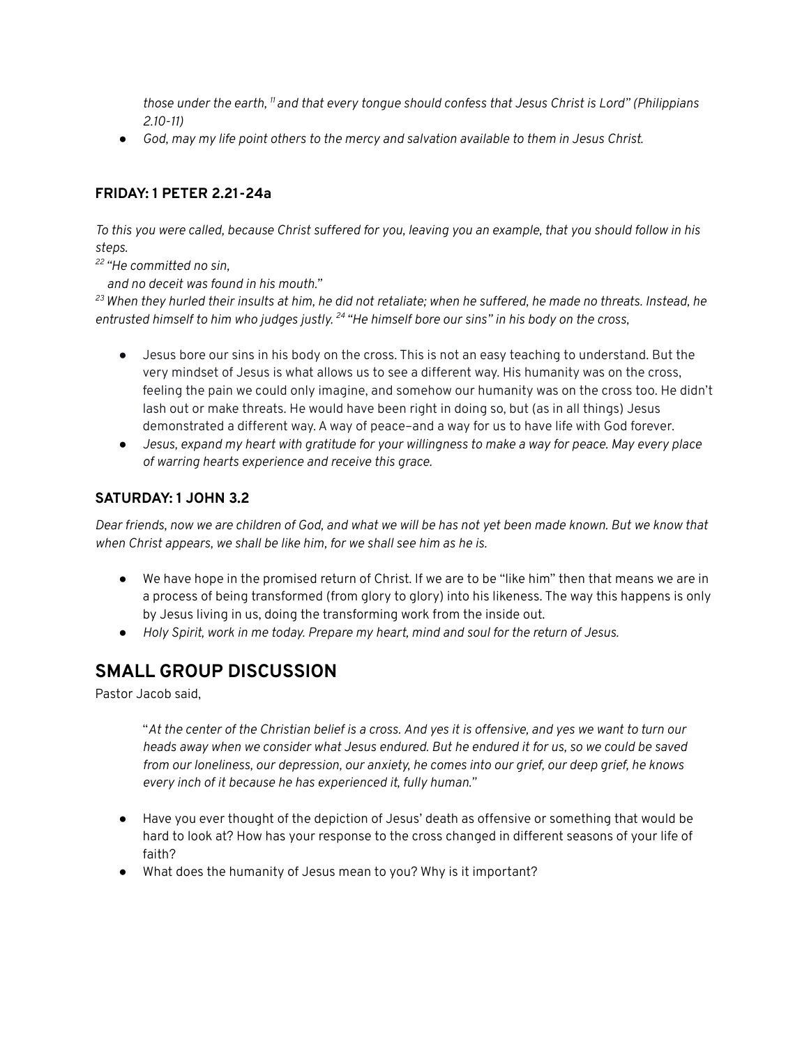*those under the earth, [11] and that every tongue should confess that Jesus Christ is Lord" (Philippians 2.10-11)*

- *God, may my life point others to the mercy and salvation available to them in Jesus Christ.*

### FRIDAY: 1 PETER 2.21-24a

*To this you were called, because Christ suffered for you, leaving you an example, that you should follow in his steps.*
*[22] "He committed no sin,*
*and no deceit was found in his mouth."*
*[23] When they hurled their insults at him, he did not retaliate; when he suffered, he made no threats. Instead, he entrusted himself to him who judges justly. [24] "He himself bore our sins" in his body on the cross,*

- Jesus bore our sins in his body on the cross. This is not an easy teaching to understand. But the very mindset of Jesus is what allows us to see a different way. His humanity was on the cross, feeling the pain we could only imagine, and somehow our humanity was on the cross too. He didn't lash out or make threats. He would have been right in doing so, but (as in all things) Jesus demonstrated a different way. A way of peace–and a way for us to have life with God forever.
- *Jesus, expand my heart with gratitude for your willingness to make a way for peace. May every place of warring hearts experience and receive this grace.*

### SATURDAY: 1 JOHN 3.2

*Dear friends, now we are children of God, and what we will be has not yet been made known. But we know that when Christ appears, we shall be like him, for we shall see him as he is.*

- We have hope in the promised return of Christ. If we are to be "like him" then that means we are in a process of being transformed (from glory to glory) into his likeness. The way this happens is only by Jesus living in us, doing the transforming work from the inside out.
- *Holy Spirit, work in me today. Prepare my heart, mind and soul for the return of Jesus.*

## SMALL GROUP DISCUSSION

Pastor Jacob said,

> "*At the center of the Christian belief is a cross. And yes it is offensive, and yes we want to turn our heads away when we consider what Jesus endured. But he endured it for us, so we could be saved from our loneliness, our depression, our anxiety, he comes into our grief, our deep grief, he knows every inch of it because he has experienced it, fully human.*"

- Have you ever thought of the depiction of Jesus' death as offensive or something that would be hard to look at? How has your response to the cross changed in different seasons of your life of faith?
- What does the humanity of Jesus mean to you? Why is it important?